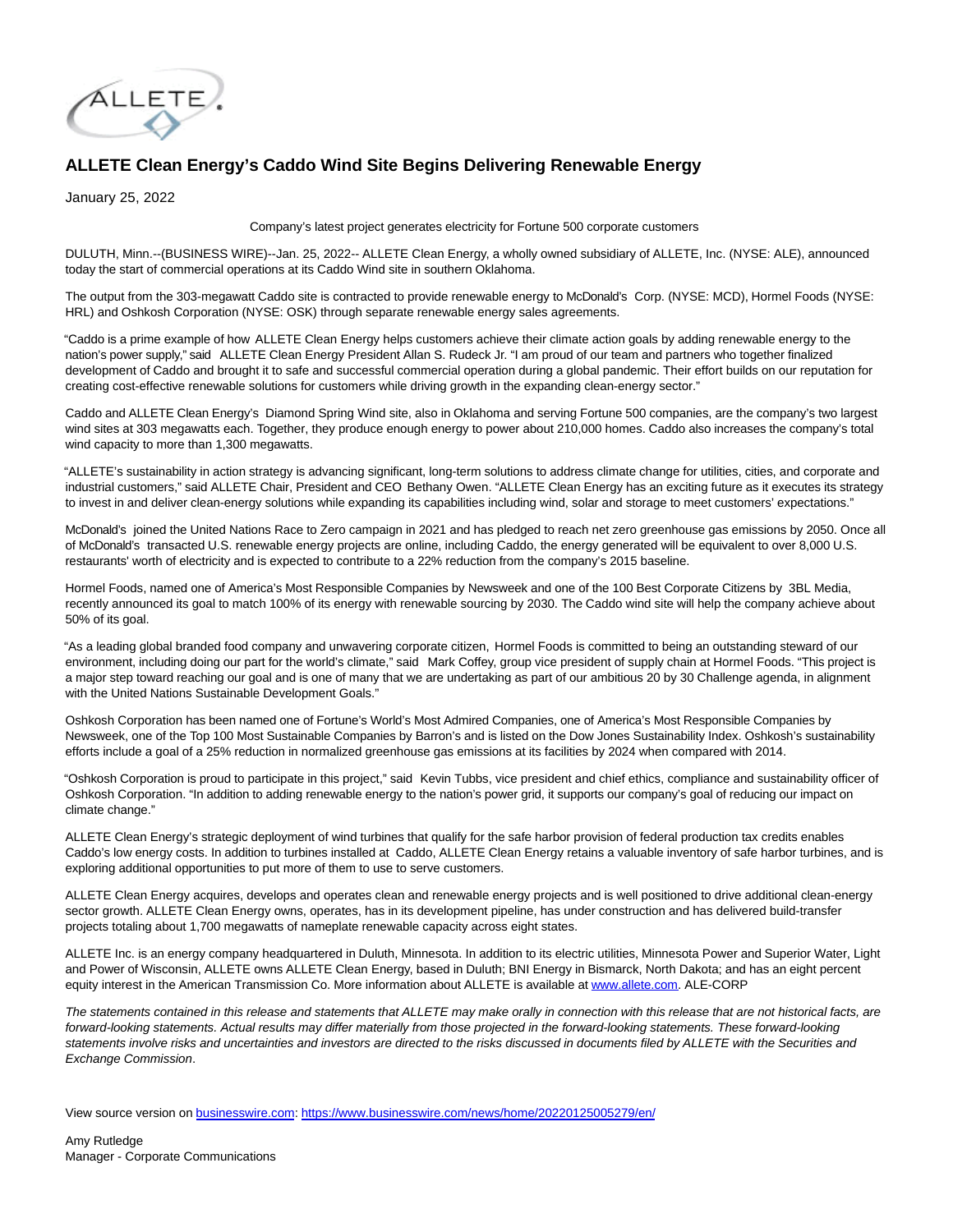# ALLETE Clean Energy's Caddo Wind Site Begins Delivering Renewable Energy

January 25, 2022

Company's latest project generates electricity for Fortune 500 corporate customers

DULUTH, Minn.--(BUSINESS WIRE)--Jan. 25, 2022-- ALLETE Clean Energy, a wholly owned subsidiary of ALLETE, Inc. (NYSE: ALE), announced today the start of commercial operations at its Caddo Wind site in southern Oklahoma.

The output from the 303-megawatt Caddo site is contracted to provide renewable energy to McDonald's Corp. (NYSE: MCD), Hormel Foods (NYSE: HRL) and Oshkosh Corporation (NYSE: OSK) through separate renewable energy sales agreements.

"Caddo is a prime example of how ALLETE Clean Energy helps customers achieve their climate action goals by adding renewable energy to the nation's power supply," said ALLETE Clean Energy President Allan S. Rudeck Jr. "I am proud of our team and partners who together finalized development of Caddo and brought it to safe and successful commercial operation during a global pandemic. Their effort builds on our reputation for creating cost-effective renewable solutions for customers while driving growth in the expanding clean-energy sector."

Caddo and ALLETE Clean Energy's Diamond Spring Wind site, also in Oklahoma and serving Fortune 500 companies, are the company's two largest wind sites at 303 megawatts each. Together, they produce enough energy to power about 210,000 homes. Caddo also increases the company's total wind capacity to more than 1,300 megawatts.

"ALLETE's sustainability in action strategy is advancing significant, long-term solutions to address climate change for utilities, cities, and corporate and industrial customers," said ALLETE Chair, President and CEO Bethany Owen. "ALLETE Clean Energy has an exciting future as it executes its strategy to invest in and deliver clean-energy solutions while expanding its capabilities including wind, solar and storage to meet customers' expectations."

McDonald's joined the United Nations Race to Zero campaign in 2021 and has pledged to reach net zero greenhouse gas emissions by 2050. Once all of McDonald's transacted U.S. renewable energy projects are online, including Caddo, the energy generated will be equivalent to over 8,000 U.S. restaurants' worth of electricity and is expected to contribute to a 22% reduction from the company's 2015 baseline.

Hormel Foods, named one of America's Most Responsible Companies by Newsweek and one of the 100 Best Corporate Citizens by 3BL Media, recently announced its goal to match 100% of its energy with renewable sourcing by 2030. The Caddo wind site will help the company achieve about 50% of its goal.

"As a leading global branded food company and unwavering corporate citizen, Hormel Foods is committed to being an outstanding steward of our environment, including doing our part for the world's climate," said Mark Coffey, group vice president of supply chain at Hormel Foods. "This project is a major step toward reaching our goal and is one of many that we are undertaking as part of our ambitious 20 by 30 Challenge agenda, in alignment with the United Nations Sustainable Development Goals."

Oshkosh Corporation has been named one of Fortune's World's Most Admired Companies, one of America's Most Responsible Companies by Newsweek, one of the Top 100 Most Sustainable Companies by Barron's and is listed on the Dow Jones Sustainability Index. Oshkosh's sustainability efforts include a goal of a 25% reduction in normalized greenhouse gas emissions at its facilities by 2024 when compared with 2014.

"Oshkosh Corporation is proud to participate in this project," said Kevin Tubbs, vice president and chief ethics, compliance and sustainability officer of Oshkosh Corporation. "In addition to adding renewable energy to the nation's power grid, it supports our company's goal of reducing our impact on climate change."

ALLETE Clean Energy's strategic deployment of wind turbines that qualify for the safe harbor provision of federal production tax credits enables Caddo's low energy costs. In addition to turbines installed at Caddo, ALLETE Clean Energy retains a valuable inventory of safe harbor turbines, and is exploring additional opportunities to put more of them to use to serve customers.

ALLETE Clean Energy acquires, develops and operates clean and renewable energy projects and is well positioned to drive additional clean-energy sector growth. ALLETE Clean Energy owns, operates, has in its development pipeline, has under construction and has delivered build-transfer projects totaling about 1,700 megawatts of nameplate renewable capacity across eight states.

ALLETE Inc. is an energy company headquartered in Duluth, Minnesota. In addition to its electric utilities, Minnesota Power and Superior Water, Light and Power of Wisconsin, ALLETE owns ALLETE Clean Energy, based in Duluth; BNI Energy in Bismarck, North Dakota; and has an eight percent equity interest in the American Transmission Co. More information about ALLETE is available at www.allete.com. ALE-CORP

*The statements contained in this release and statements that ALLETE may make orally in connection with this release that are not historical facts, are forward-looking statements. Actual results may differ materially from those projected in the forward-looking statements. These forward-looking statements involve risks and uncertainties and investors are directed to the risks discussed in documents filed by ALLETE with the Securities and Exchange Commission*.

View source version on businesswire.com: https://www.businesswire.com/news/home/20220125005279/en/

Amy Rutledge
Manager - Corporate Communications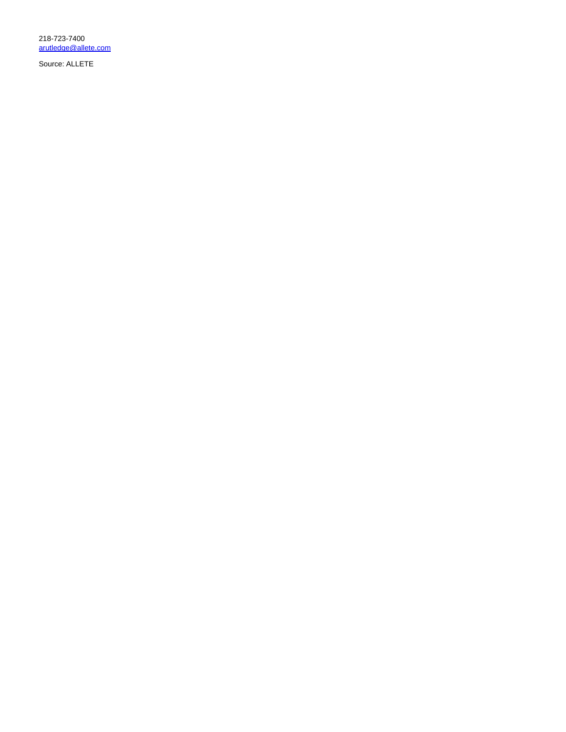218-723-7400
arutledge@allete.com

Source: ALLETE